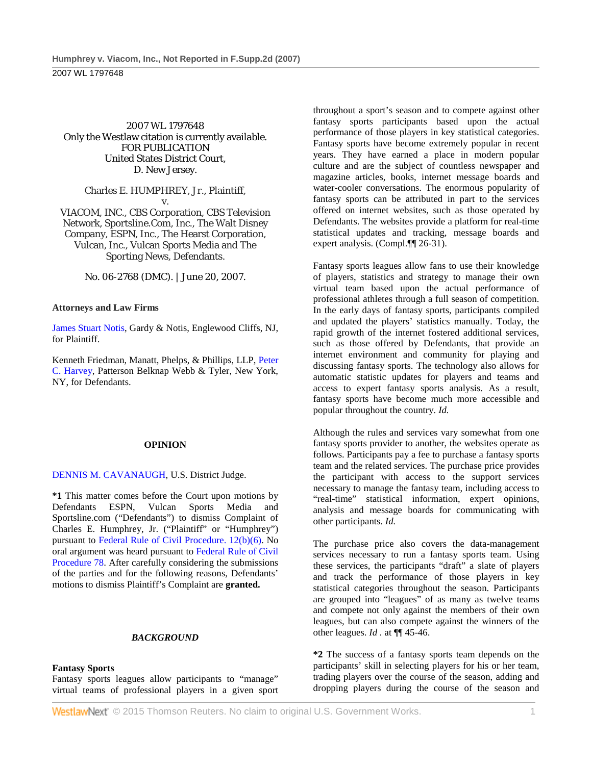2007 WL 1797648
Only the Westlaw citation is currently available.
FOR PUBLICATION
United States District Court,
D. New Jersey.

Charles E. HUMPHREY, Jr., Plaintiff,
v.
VIACOM, INC., CBS Corporation, CBS Television Network, Sportsline.Com, Inc., The Walt Disney Company, ESPN, Inc., The Hearst Corporation, Vulcan, Inc., Vulcan Sports Media and The Sporting News, Defendants.

No. 06-2768 (DMC). | June 20, 2007.

**Attorneys and Law Firms**

James Stuart Notis, Gardy & Notis, Englewood Cliffs, NJ, for Plaintiff.

Kenneth Friedman, Manatt, Phelps, & Phillips, LLP, Peter C. Harvey, Patterson Belknap Webb & Tyler, New York, NY, for Defendants.

**OPINION**

DENNIS M. CAVANAUGH, U.S. District Judge.

**\*1** This matter comes before the Court upon motions by Defendants ESPN, Vulcan Sports Media and Sportsline.com ("Defendants") to dismiss Complaint of Charles E. Humphrey, Jr. ("Plaintiff" or "Humphrey") pursuant to Federal Rule of Civil Procedure. 12(b)(6). No oral argument was heard pursuant to Federal Rule of Civil Procedure 78. After carefully considering the submissions of the parties and for the following reasons, Defendants' motions to dismiss Plaintiff's Complaint are **granted.**

***BACKGROUND***

**Fantasy Sports**

Fantasy sports leagues allow participants to "manage" virtual teams of professional players in a given sport throughout a sport's season and to compete against other fantasy sports participants based upon the actual performance of those players in key statistical categories. Fantasy sports have become extremely popular in recent years. They have earned a place in modern popular culture and are the subject of countless newspaper and magazine articles, books, internet message boards and water-cooler conversations. The enormous popularity of fantasy sports can be attributed in part to the services offered on internet websites, such as those operated by Defendants. The websites provide a platform for real-time statistical updates and tracking, message boards and expert analysis. (Compl.¶¶ 26-31).

Fantasy sports leagues allow fans to use their knowledge of players, statistics and strategy to manage their own virtual team based upon the actual performance of professional athletes through a full season of competition. In the early days of fantasy sports, participants compiled and updated the players' statistics manually. Today, the rapid growth of the internet fostered additional services, such as those offered by Defendants, that provide an internet environment and community for playing and discussing fantasy sports. The technology also allows for automatic statistic updates for players and teams and access to expert fantasy sports analysis. As a result, fantasy sports have become much more accessible and popular throughout the country. *Id.*

Although the rules and services vary somewhat from one fantasy sports provider to another, the websites operate as follows. Participants pay a fee to purchase a fantasy sports team and the related services. The purchase price provides the participant with access to the support services necessary to manage the fantasy team, including access to "real-time" statistical information, expert opinions, analysis and message boards for communicating with other participants. *Id.*

The purchase price also covers the data-management services necessary to run a fantasy sports team. Using these services, the participants "draft" a slate of players and track the performance of those players in key statistical categories throughout the season. Participants are grouped into "leagues" of as many as twelve teams and compete not only against the members of their own leagues, but can also compete against the winners of the other leagues. *Id* . at ¶¶ 45-46.

**\*2** The success of a fantasy sports team depends on the participants' skill in selecting players for his or her team, trading players over the course of the season, adding and dropping players during the course of the season and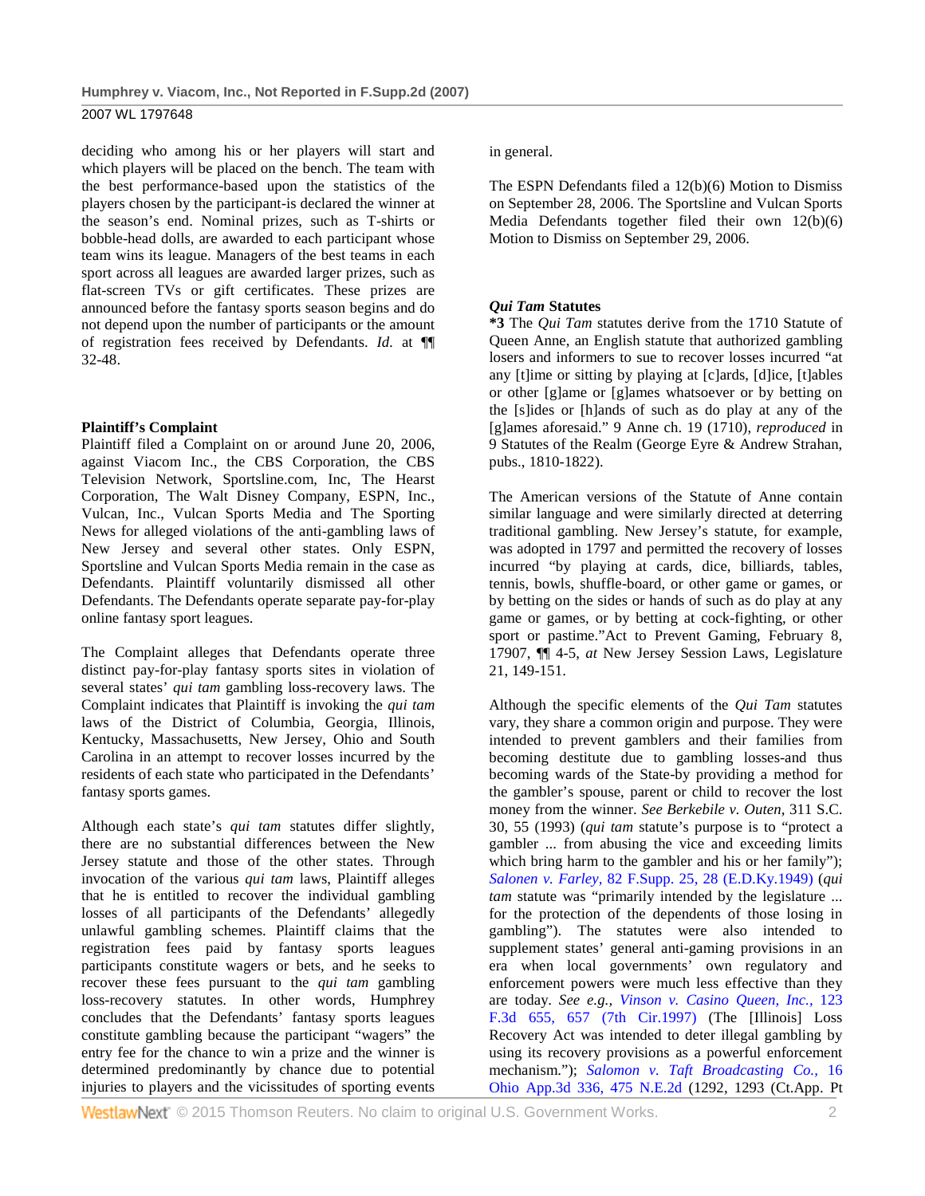deciding who among his or her players will start and which players will be placed on the bench. The team with the best performance-based upon the statistics of the players chosen by the participant-is declared the winner at the season's end. Nominal prizes, such as T-shirts or bobble-head dolls, are awarded to each participant whose team wins its league. Managers of the best teams in each sport across all leagues are awarded larger prizes, such as flat-screen TVs or gift certificates. These prizes are announced before the fantasy sports season begins and do not depend upon the number of participants or the amount of registration fees received by Defendants. *Id.* at ¶¶ 32-48.

**Plaintiff's Complaint**

Plaintiff filed a Complaint on or around June 20, 2006, against Viacom Inc., the CBS Corporation, the CBS Television Network, Sportsline.com, Inc, The Hearst Corporation, The Walt Disney Company, ESPN, Inc., Vulcan, Inc., Vulcan Sports Media and The Sporting News for alleged violations of the anti-gambling laws of New Jersey and several other states. Only ESPN, Sportsline and Vulcan Sports Media remain in the case as Defendants. Plaintiff voluntarily dismissed all other Defendants. The Defendants operate separate pay-for-play online fantasy sport leagues.

The Complaint alleges that Defendants operate three distinct pay-for-play fantasy sports sites in violation of several states' *qui tam* gambling loss-recovery laws. The Complaint indicates that Plaintiff is invoking the *qui tam* laws of the District of Columbia, Georgia, Illinois, Kentucky, Massachusetts, New Jersey, Ohio and South Carolina in an attempt to recover losses incurred by the residents of each state who participated in the Defendants' fantasy sports games.

Although each state's *qui tam* statutes differ slightly, there are no substantial differences between the New Jersey statute and those of the other states. Through invocation of the various *qui tam* laws, Plaintiff alleges that he is entitled to recover the individual gambling losses of all participants of the Defendants' allegedly unlawful gambling schemes. Plaintiff claims that the registration fees paid by fantasy sports leagues participants constitute wagers or bets, and he seeks to recover these fees pursuant to the *qui tam* gambling loss-recovery statutes. In other words, Humphrey concludes that the Defendants' fantasy sports leagues constitute gambling because the participant "wagers" the entry fee for the chance to win a prize and the winner is determined predominantly by chance due to potential injuries to players and the vicissitudes of sporting events in general.

The ESPN Defendants filed a 12(b)(6) Motion to Dismiss on September 28, 2006. The Sportsline and Vulcan Sports Media Defendants together filed their own 12(b)(6) Motion to Dismiss on September 29, 2006.

***Qui Tam* Statutes**

**\*3** The *Qui Tam* statutes derive from the 1710 Statute of Queen Anne, an English statute that authorized gambling losers and informers to sue to recover losses incurred "at any [t]ime or sitting by playing at [c]ards, [d]ice, [t]ables or other [g]ame or [g]ames whatsoever or by betting on the [s]ides or [h]ands of such as do play at any of the [g]ames aforesaid." 9 Anne ch. 19 (1710), *reproduced* in 9 Statutes of the Realm (George Eyre & Andrew Strahan, pubs., 1810-1822).

The American versions of the Statute of Anne contain similar language and were similarly directed at deterring traditional gambling. New Jersey's statute, for example, was adopted in 1797 and permitted the recovery of losses incurred "by playing at cards, dice, billiards, tables, tennis, bowls, shuffle-board, or other game or games, or by betting on the sides or hands of such as do play at any game or games, or by betting at cock-fighting, or other sport or pastime."Act to Prevent Gaming, February 8, 17907, ¶¶ 4-5, *at* New Jersey Session Laws, Legislature 21, 149-151.

Although the specific elements of the *Qui Tam* statutes vary, they share a common origin and purpose. They were intended to prevent gamblers and their families from becoming destitute due to gambling losses-and thus becoming wards of the State-by providing a method for the gambler's spouse, parent or child to recover the lost money from the winner. *See Berkebile v. Outen,* 311 S.C. 30, 55 (1993) (*qui tam* statute's purpose is to "protect a gambler ... from abusing the vice and exceeding limits which bring harm to the gambler and his or her family"); *Salonen v. Farley,* 82 F.Supp. 25, 28 (E.D.Ky.1949) (*qui tam* statute was "primarily intended by the legislature ... for the protection of the dependents of those losing in gambling"). The statutes were also intended to supplement states' general anti-gaming provisions in an era when local governments' own regulatory and enforcement powers were much less effective than they are today. *See e.g., Vinson v. Casino Queen, Inc.,* 123 F.3d 655, 657 (7th Cir.1997) (The [Illinois] Loss Recovery Act was intended to deter illegal gambling by using its recovery provisions as a powerful enforcement mechanism."); *Salomon v. Taft Broadcasting Co.,* 16 Ohio App.3d 336, 475 N.E.2d (1292, 1293 (Ct.App. Pt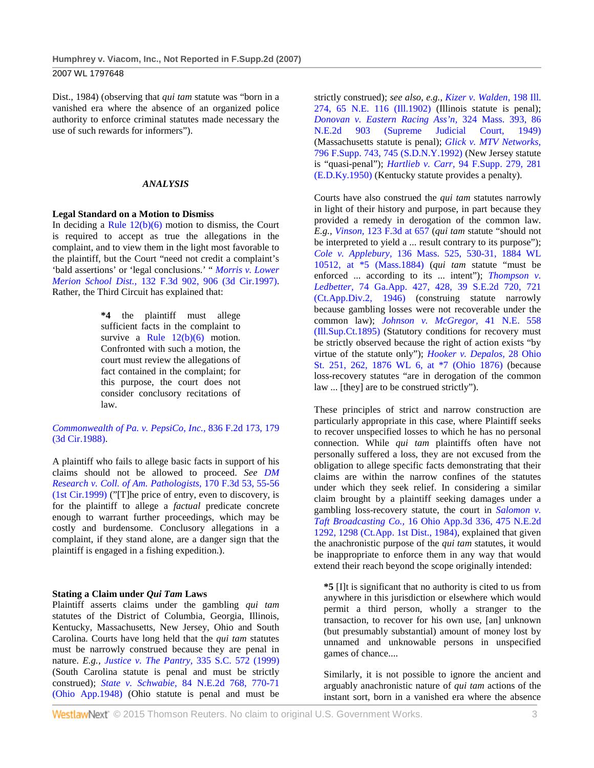Dist., 1984) (observing that *qui tam* statute was "born in a vanished era where the absence of an organized police authority to enforce criminal statutes made necessary the use of such rewards for informers").

### *ANALYSIS*

**Legal Standard on a Motion to Dismiss**

In deciding a Rule 12(b)(6) motion to dismiss, the Court is required to accept as true the allegations in the complaint, and to view them in the light most favorable to the plaintiff, but the Court "need not credit a complaint's 'bald assertions' or 'legal conclusions.' " *Morris v. Lower Merion School Dist.,* 132 F.3d 902, 906 (3d Cir.1997). Rather, the Third Circuit has explained that:

> **\*4** the plaintiff must allege sufficient facts in the complaint to survive a Rule 12(b)(6) motion. Confronted with such a motion, the court must review the allegations of fact contained in the complaint; for this purpose, the court does not consider conclusory recitations of law.

*Commonwealth of Pa. v. PepsiCo, Inc.,* 836 F.2d 173, 179 (3d Cir.1988).

A plaintiff who fails to allege basic facts in support of his claims should not be allowed to proceed. *See DM Research v. Coll. of Am. Pathologists,* 170 F.3d 53, 55-56 (1st Cir.1999) ("[T]he price of entry, even to discovery, is for the plaintiff to allege a *factual* predicate concrete enough to warrant further proceedings, which may be costly and burdensome. Conclusory allegations in a complaint, if they stand alone, are a danger sign that the plaintiff is engaged in a fishing expedition.).

**Stating a Claim under *Qui Tam* Laws**

Plaintiff asserts claims under the gambling *qui tam* statutes of the District of Columbia, Georgia, Illinois, Kentucky, Massachusetts, New Jersey, Ohio and South Carolina. Courts have long held that the *qui tam* statutes must be narrowly construed because they are penal in nature. *E.g., Justice v. The Pantry,* 335 S.C. 572 (1999) (South Carolina statute is penal and must be strictly construed); *State v. Schwabie,* 84 N.E.2d 768, 770-71 (Ohio App.1948) (Ohio statute is penal and must be strictly construed); *see also, e.g., Kizer v. Walden,* 198 Ill. 274, 65 N.E. 116 (Ill.1902) (Illinois statute is penal); *Donovan v. Eastern Racing Ass'n,* 324 Mass. 393, 86 N.E.2d 903 (Supreme Judicial Court, 1949) (Massachusetts statute is penal); *Glick v. MTV Networks,* 796 F.Supp. 743, 745 (S.D.N.Y.1992) (New Jersey statute is "quasi-penal"); *Hartlieb v. Carr,* 94 F.Supp. 279, 281 (E.D.Ky.1950) (Kentucky statute provides a penalty).

Courts have also construed the *qui tam* statutes narrowly in light of their history and purpose, in part because they provided a remedy in derogation of the common law. *E.g., Vinson,* 123 F.3d at 657 (*qui tam* statute "should not be interpreted to yield a ... result contrary to its purpose"); *Cole v. Applebury,* 136 Mass. 525, 530-31, 1884 WL 10512, at \*5 (Mass.1884) (*qui tam* statute "must be enforced ... according to its ... intent"); *Thompson v. Ledbetter,* 74 Ga.App. 427, 428, 39 S.E.2d 720, 721 (Ct.App.Div.2, 1946) (construing statute narrowly because gambling losses were not recoverable under the common law); *Johnson v. McGregor,* 41 N.E. 558 (Ill.Sup.Ct.1895) (Statutory conditions for recovery must be strictly observed because the right of action exists "by virtue of the statute only"); *Hooker v. Depalos,* 28 Ohio St. 251, 262, 1876 WL 6, at \*7 (Ohio 1876) (because loss-recovery statutes "are in derogation of the common law ... [they] are to be construed strictly").

These principles of strict and narrow construction are particularly appropriate in this case, where Plaintiff seeks to recover unspecified losses to which he has no personal connection. While *qui tam* plaintiffs often have not personally suffered a loss, they are not excused from the obligation to allege specific facts demonstrating that their claims are within the narrow confines of the statutes under which they seek relief. In considering a similar claim brought by a plaintiff seeking damages under a gambling loss-recovery statute, the court in *Salomon v. Taft Broadcasting Co.,* 16 Ohio App.3d 336, 475 N.E.2d 1292, 1298 (Ct.App. 1st Dist., 1984), explained that given the anachronistic purpose of the *qui tam* statutes, it would be inappropriate to enforce them in any way that would extend their reach beyond the scope originally intended:

> **\*5** [I]t is significant that no authority is cited to us from anywhere in this jurisdiction or elsewhere which would permit a third person, wholly a stranger to the transaction, to recover for his own use, [an] unknown (but presumably substantial) amount of money lost by unnamed and unknowable persons in unspecified games of chance....
>
> Similarly, it is not possible to ignore the ancient and arguably anachronistic nature of *qui tam* actions of the instant sort, born in a vanished era where the absence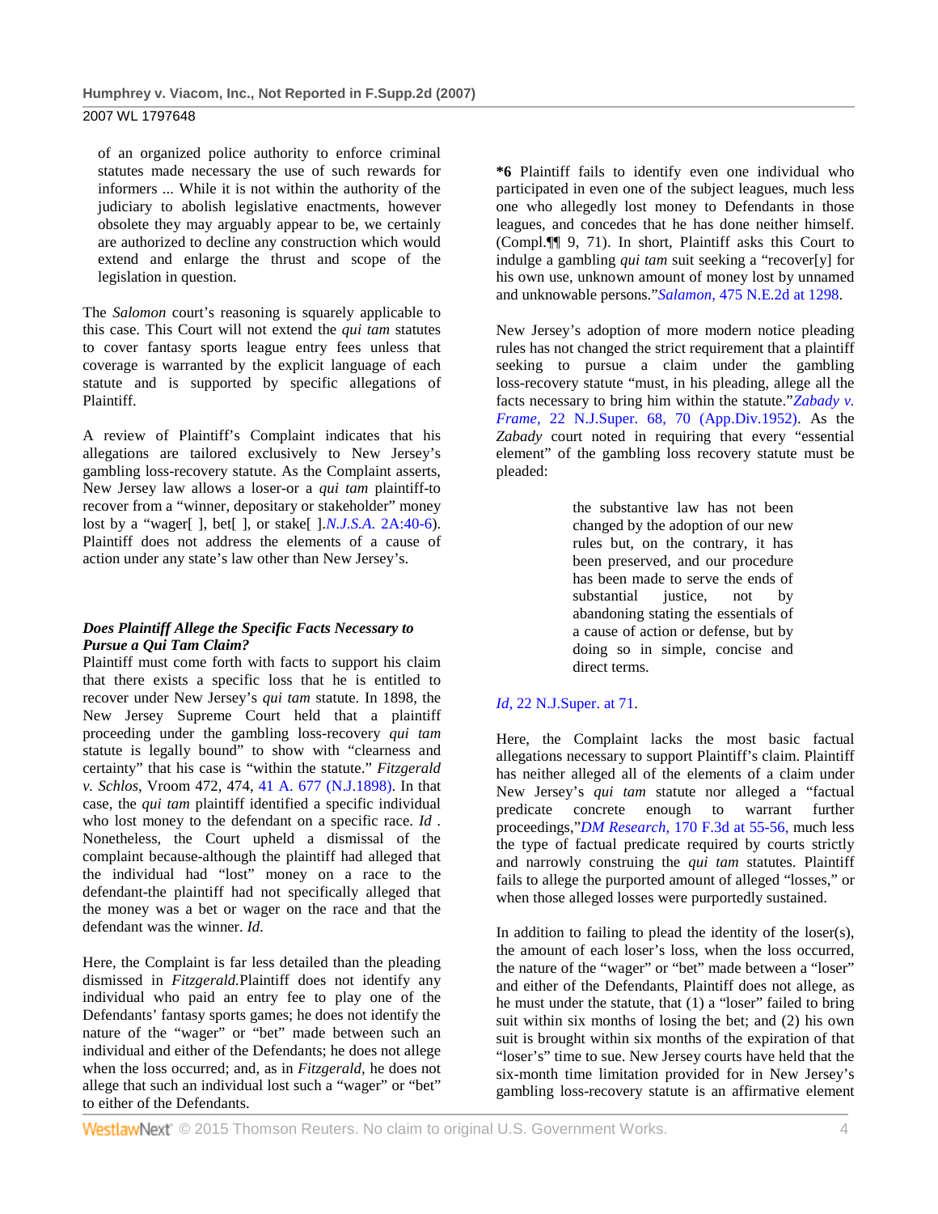of an organized police authority to enforce criminal statutes made necessary the use of such rewards for informers ... While it is not within the authority of the judiciary to abolish legislative enactments, however obsolete they may arguably appear to be, we certainly are authorized to decline any construction which would extend and enlarge the thrust and scope of the legislation in question.

The *Salomon* court's reasoning is squarely applicable to this case. This Court will not extend the *qui tam* statutes to cover fantasy sports league entry fees unless that coverage is warranted by the explicit language of each statute and is supported by specific allegations of Plaintiff.

A review of Plaintiff's Complaint indicates that his allegations are tailored exclusively to New Jersey's gambling loss-recovery statute. As the Complaint asserts, New Jersey law allows a loser-or a *qui tam* plaintiff-to recover from a "winner, depositary or stakeholder" money lost by a "wager[ ], bet[ ], or stake[ ].*N.J.S.A.* 2A:40-6). Plaintiff does not address the elements of a cause of action under any state's law other than New Jersey's.

***Does Plaintiff Allege the Specific Facts Necessary to Pursue a Qui Tam Claim?***

Plaintiff must come forth with facts to support his claim that there exists a specific loss that he is entitled to recover under New Jersey's *qui tam* statute. In 1898, the New Jersey Supreme Court held that a plaintiff proceeding under the gambling loss-recovery *qui tam* statute is legally bound" to show with "clearness and certainty" that his case is "within the statute." *Fitzgerald v. Schlos,* Vroom 472, 474, 41 A. 677 (N.J.1898). In that case, the *qui tam* plaintiff identified a specific individual who lost money to the defendant on a specific race. *Id* . Nonetheless, the Court upheld a dismissal of the complaint because-although the plaintiff had alleged that the individual had "lost" money on a race to the defendant-the plaintiff had not specifically alleged that the money was a bet or wager on the race and that the defendant was the winner. *Id.*

Here, the Complaint is far less detailed than the pleading dismissed in *Fitzgerald.*Plaintiff does not identify any individual who paid an entry fee to play one of the Defendants' fantasy sports games; he does not identify the nature of the "wager" or "bet" made between such an individual and either of the Defendants; he does not allege when the loss occurred; and, as in *Fitzgerald,* he does not allege that such an individual lost such a "wager" or "bet" to either of the Defendants.

**\*6** Plaintiff fails to identify even one individual who participated in even one of the subject leagues, much less one who allegedly lost money to Defendants in those leagues, and concedes that he has done neither himself. (Compl.¶¶ 9, 71). In short, Plaintiff asks this Court to indulge a gambling *qui tam* suit seeking a "recover[y] for his own use, unknown amount of money lost by unnamed and unknowable persons."*Salamon,* 475 N.E.2d at 1298.

New Jersey's adoption of more modern notice pleading rules has not changed the strict requirement that a plaintiff seeking to pursue a claim under the gambling loss-recovery statute "must, in his pleading, allege all the facts necessary to bring him within the statute."*Zabady v. Frame,* 22 N.J.Super. 68, 70 (App.Div.1952). As the *Zabady* court noted in requiring that every "essential element" of the gambling loss recovery statute must be pleaded:

> the substantive law has not been changed by the adoption of our new rules but, on the contrary, it has been preserved, and our procedure has been made to serve the ends of substantial justice, not by abandoning stating the essentials of a cause of action or defense, but by doing so in simple, concise and direct terms.

*Id,* 22 N.J.Super. at 71.

Here, the Complaint lacks the most basic factual allegations necessary to support Plaintiff's claim. Plaintiff has neither alleged all of the elements of a claim under New Jersey's *qui tam* statute nor alleged a "factual predicate concrete enough to warrant further proceedings,"*DM Research,* 170 F.3d at 55-56, much less the type of factual predicate required by courts strictly and narrowly construing the *qui tam* statutes. Plaintiff fails to allege the purported amount of alleged "losses," or when those alleged losses were purportedly sustained.

In addition to failing to plead the identity of the loser(s), the amount of each loser's loss, when the loss occurred, the nature of the "wager" or "bet" made between a "loser" and either of the Defendants, Plaintiff does not allege, as he must under the statute, that (1) a "loser" failed to bring suit within six months of losing the bet; and (2) his own suit is brought within six months of the expiration of that "loser's" time to sue. New Jersey courts have held that the six-month time limitation provided for in New Jersey's gambling loss-recovery statute is an affirmative element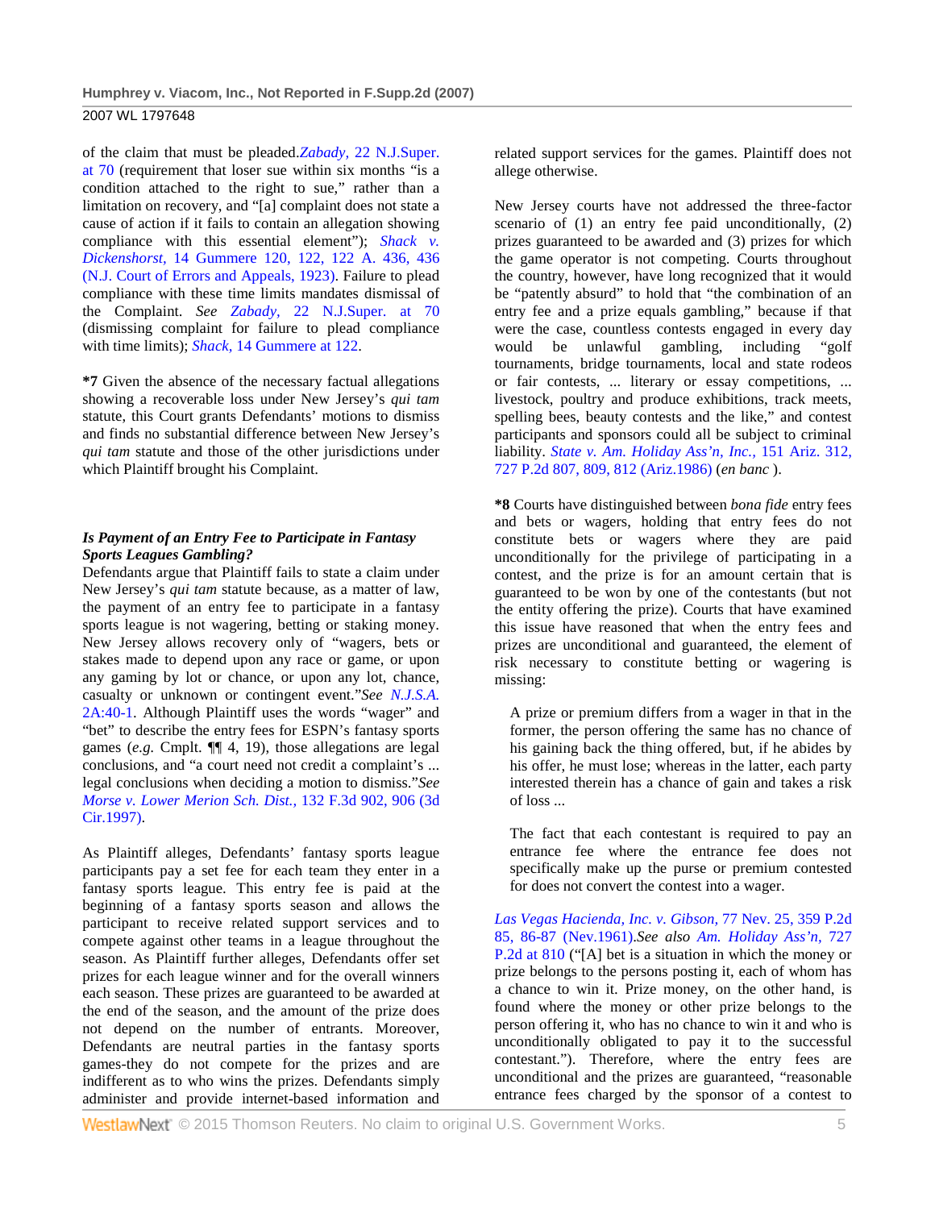of the claim that must be pleaded.*Zabady,* 22 N.J.Super. at 70 (requirement that loser sue within six months "is a condition attached to the right to sue," rather than a limitation on recovery, and "[a] complaint does not state a cause of action if it fails to contain an allegation showing compliance with this essential element"); *Shack v. Dickenshorst,* 14 Gummere 120, 122, 122 A. 436, 436 (N.J. Court of Errors and Appeals, 1923). Failure to plead compliance with these time limits mandates dismissal of the Complaint. *See Zabady,* 22 N.J.Super. at 70 (dismissing complaint for failure to plead compliance with time limits); *Shack,* 14 Gummere at 122.

**\*7** Given the absence of the necessary factual allegations showing a recoverable loss under New Jersey's *qui tam* statute, this Court grants Defendants' motions to dismiss and finds no substantial difference between New Jersey's *qui tam* statute and those of the other jurisdictions under which Plaintiff brought his Complaint.

***Is Payment of an Entry Fee to Participate in Fantasy Sports Leagues Gambling?***

Defendants argue that Plaintiff fails to state a claim under New Jersey's *qui tam* statute because, as a matter of law, the payment of an entry fee to participate in a fantasy sports league is not wagering, betting or staking money. New Jersey allows recovery only of "wagers, bets or stakes made to depend upon any race or game, or upon any gaming by lot or chance, or upon any lot, chance, casualty or unknown or contingent event."*See* N.J.S.A. 2A:40-1. Although Plaintiff uses the words "wager" and "bet" to describe the entry fees for ESPN's fantasy sports games (*e.g.* Cmplt. ¶¶ 4, 19), those allegations are legal conclusions, and "a court need not credit a complaint's ... legal conclusions when deciding a motion to dismiss."*See Morse v. Lower Merion Sch. Dist.,* 132 F.3d 902, 906 (3d Cir.1997).

As Plaintiff alleges, Defendants' fantasy sports league participants pay a set fee for each team they enter in a fantasy sports league. This entry fee is paid at the beginning of a fantasy sports season and allows the participant to receive related support services and to compete against other teams in a league throughout the season. As Plaintiff further alleges, Defendants offer set prizes for each league winner and for the overall winners each season. These prizes are guaranteed to be awarded at the end of the season, and the amount of the prize does not depend on the number of entrants. Moreover, Defendants are neutral parties in the fantasy sports games-they do not compete for the prizes and are indifferent as to who wins the prizes. Defendants simply administer and provide internet-based information and related support services for the games. Plaintiff does not allege otherwise.

New Jersey courts have not addressed the three-factor scenario of (1) an entry fee paid unconditionally, (2) prizes guaranteed to be awarded and (3) prizes for which the game operator is not competing. Courts throughout the country, however, have long recognized that it would be "patently absurd" to hold that "the combination of an entry fee and a prize equals gambling," because if that were the case, countless contests engaged in every day would be unlawful gambling, including "golf tournaments, bridge tournaments, local and state rodeos or fair contests, ... literary or essay competitions, ... livestock, poultry and produce exhibitions, track meets, spelling bees, beauty contests and the like," and contest participants and sponsors could all be subject to criminal liability. *State v. Am. Holiday Ass'n, Inc.,* 151 Ariz. 312, 727 P.2d 807, 809, 812 (Ariz.1986) (*en banc* ).

**\*8** Courts have distinguished between *bona fide* entry fees and bets or wagers, holding that entry fees do not constitute bets or wagers where they are paid unconditionally for the privilege of participating in a contest, and the prize is for an amount certain that is guaranteed to be won by one of the contestants (but not the entity offering the prize). Courts that have examined this issue have reasoned that when the entry fees and prizes are unconditional and guaranteed, the element of risk necessary to constitute betting or wagering is missing:

> A prize or premium differs from a wager in that in the former, the person offering the same has no chance of his gaining back the thing offered, but, if he abides by his offer, he must lose; whereas in the latter, each party interested therein has a chance of gain and takes a risk of loss ...
>
> The fact that each contestant is required to pay an entrance fee where the entrance fee does not specifically make up the purse or premium contested for does not convert the contest into a wager.

*Las Vegas Hacienda, Inc. v. Gibson,* 77 Nev. 25, 359 P.2d 85, 86-87 (Nev.1961).*See also Am. Holiday Ass'n,* 727 P.2d at 810 ("[A] bet is a situation in which the money or prize belongs to the persons posting it, each of whom has a chance to win it. Prize money, on the other hand, is found where the money or other prize belongs to the person offering it, who has no chance to win it and who is unconditionally obligated to pay it to the successful contestant."). Therefore, where the entry fees are unconditional and the prizes are guaranteed, "reasonable entrance fees charged by the sponsor of a contest to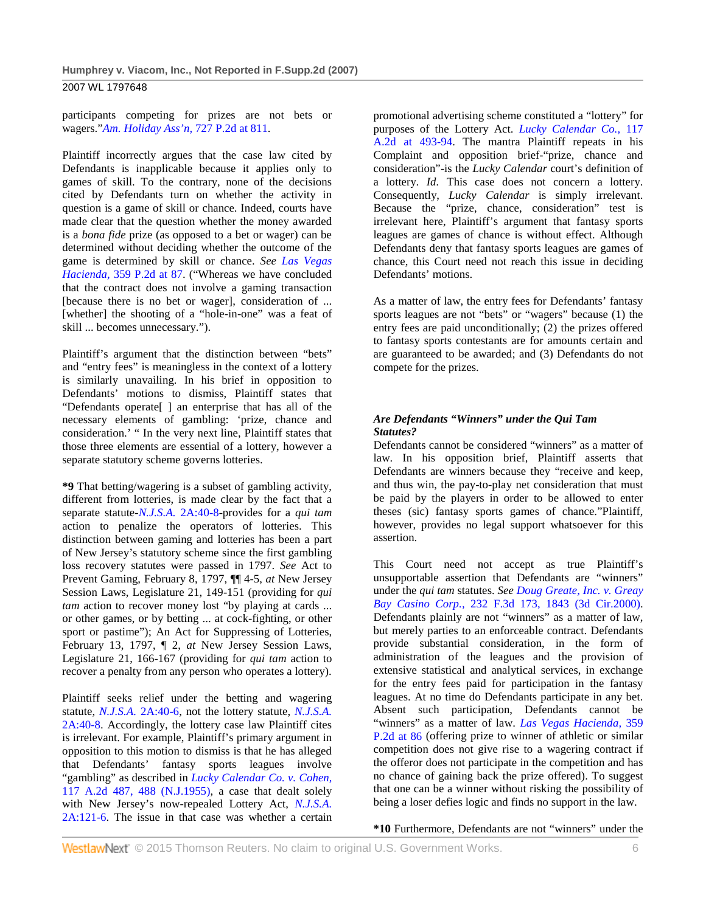participants competing for prizes are not bets or wagers."*Am. Holiday Ass'n,* 727 P.2d at 811.

Plaintiff incorrectly argues that the case law cited by Defendants is inapplicable because it applies only to games of skill. To the contrary, none of the decisions cited by Defendants turn on whether the activity in question is a game of skill or chance. Indeed, courts have made clear that the question whether the money awarded is a *bona fide* prize (as opposed to a bet or wager) can be determined without deciding whether the outcome of the game is determined by skill or chance. *See Las Vegas Hacienda,* 359 P.2d at 87. ("Whereas we have concluded that the contract does not involve a gaming transaction [because there is no bet or wager], consideration of ... [whether] the shooting of a "hole-in-one" was a feat of skill ... becomes unnecessary.").

Plaintiff's argument that the distinction between "bets" and "entry fees" is meaningless in the context of a lottery is similarly unavailing. In his brief in opposition to Defendants' motions to dismiss, Plaintiff states that "Defendants operate[ ] an enterprise that has all of the necessary elements of gambling: 'prize, chance and consideration.' " In the very next line, Plaintiff states that those three elements are essential of a lottery, however a separate statutory scheme governs lotteries.

**\*9** That betting/wagering is a subset of gambling activity, different from lotteries, is made clear by the fact that a separate statute-*N.J.S.A.* 2A:40-8-provides for a *qui tam* action to penalize the operators of lotteries. This distinction between gaming and lotteries has been a part of New Jersey's statutory scheme since the first gambling loss recovery statutes were passed in 1797. *See* Act to Prevent Gaming, February 8, 1797, ¶¶ 4-5, *at* New Jersey Session Laws, Legislature 21, 149-151 (providing for *qui tam* action to recover money lost "by playing at cards ... or other games, or by betting ... at cock-fighting, or other sport or pastime"); An Act for Suppressing of Lotteries, February 13, 1797, ¶ 2, *at* New Jersey Session Laws, Legislature 21, 166-167 (providing for *qui tam* action to recover a penalty from any person who operates a lottery).

Plaintiff seeks relief under the betting and wagering statute, *N.J.S.A.* 2A:40-6, not the lottery statute, *N.J.S.A.* 2A:40-8. Accordingly, the lottery case law Plaintiff cites is irrelevant. For example, Plaintiff's primary argument in opposition to this motion to dismiss is that he has alleged that Defendants' fantasy sports leagues involve "gambling" as described in *Lucky Calendar Co. v. Cohen,* 117 A.2d 487, 488 (N.J.1955), a case that dealt solely with New Jersey's now-repealed Lottery Act, *N.J.S.A.* 2A:121-6. The issue in that case was whether a certain promotional advertising scheme constituted a "lottery" for purposes of the Lottery Act. *Lucky Calendar Co.,* 117 A.2d at 493-94. The mantra Plaintiff repeats in his Complaint and opposition brief-"prize, chance and consideration"-is the *Lucky Calendar* court's definition of a lottery. *Id.* This case does not concern a lottery. Consequently, *Lucky Calendar* is simply irrelevant. Because the "prize, chance, consideration" test is irrelevant here, Plaintiff's argument that fantasy sports leagues are games of chance is without effect. Although Defendants deny that fantasy sports leagues are games of chance, this Court need not reach this issue in deciding Defendants' motions.

As a matter of law, the entry fees for Defendants' fantasy sports leagues are not "bets" or "wagers" because (1) the entry fees are paid unconditionally; (2) the prizes offered to fantasy sports contestants are for amounts certain and are guaranteed to be awarded; and (3) Defendants do not compete for the prizes.

### *Are Defendants "Winners" under the Qui Tam Statutes?*

Defendants cannot be considered "winners" as a matter of law. In his opposition brief, Plaintiff asserts that Defendants are winners because they "receive and keep, and thus win, the pay-to-play net consideration that must be paid by the players in order to be allowed to enter theses (sic) fantasy sports games of chance."Plaintiff, however, provides no legal support whatsoever for this assertion.

This Court need not accept as true Plaintiff's unsupportable assertion that Defendants are "winners" under the *qui tam* statutes. *See Doug Greate, Inc. v. Greay Bay Casino Corp.,* 232 F.3d 173, 1843 (3d Cir.2000). Defendants plainly are not "winners" as a matter of law, but merely parties to an enforceable contract. Defendants provide substantial consideration, in the form of administration of the leagues and the provision of extensive statistical and analytical services, in exchange for the entry fees paid for participation in the fantasy leagues. At no time do Defendants participate in any bet. Absent such participation, Defendants cannot be "winners" as a matter of law. *Las Vegas Hacienda,* 359 P.2d at 86 (offering prize to winner of athletic or similar competition does not give rise to a wagering contract if the offeror does not participate in the competition and has no chance of gaining back the prize offered). To suggest that one can be a winner without risking the possibility of being a loser defies logic and finds no support in the law.

**\*10** Furthermore, Defendants are not "winners" under the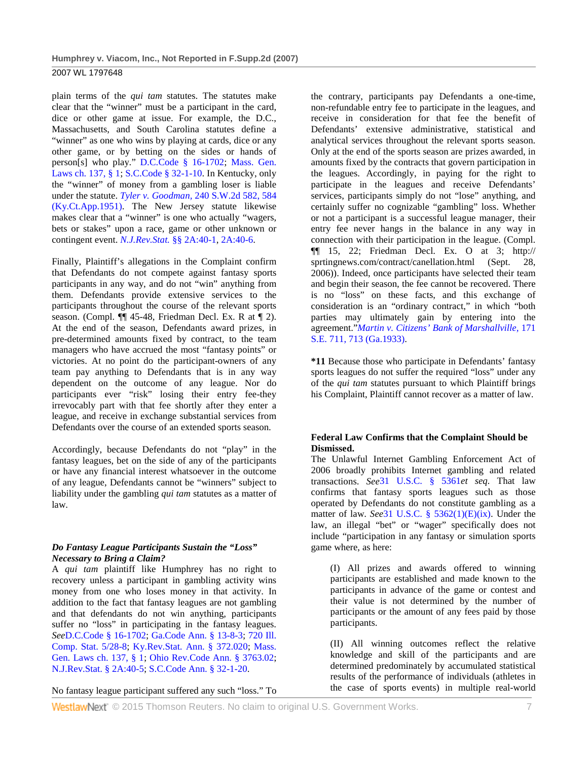plain terms of the *qui tam* statutes. The statutes make clear that the "winner" must be a participant in the card, dice or other game at issue. For example, the D.C., Massachusetts, and South Carolina statutes define a "winner" as one who wins by playing at cards, dice or any other game, or by betting on the sides or hands of person[s] who play." D.C.Code § 16-1702; Mass. Gen. Laws ch. 137, § 1; S.C.Code § 32-1-10. In Kentucky, only the "winner" of money from a gambling loser is liable under the statute. *Tyler v. Goodman,* 240 S.W.2d 582, 584 (Ky.Ct.App.1951). The New Jersey statute likewise makes clear that a "winner" is one who actually "wagers, bets or stakes" upon a race, game or other unknown or contingent event. *N.J.Rev.Stat.* §§ 2A:40-1, 2A:40-6.

Finally, Plaintiff's allegations in the Complaint confirm that Defendants do not compete against fantasy sports participants in any way, and do not "win" anything from them. Defendants provide extensive services to the participants throughout the course of the relevant sports season. (Compl. ¶¶ 45-48, Friedman Decl. Ex. R at ¶ 2). At the end of the season, Defendants award prizes, in pre-determined amounts fixed by contract, to the team managers who have accrued the most "fantasy points" or victories. At no point do the participant-owners of any team pay anything to Defendants that is in any way dependent on the outcome of any league. Nor do participants ever "risk" losing their entry fee-they irrevocably part with that fee shortly after they enter a league, and receive in exchange substantial services from Defendants over the course of an extended sports season.

Accordingly, because Defendants do not "play" in the fantasy leagues, bet on the side of any of the participants or have any financial interest whatsoever in the outcome of any league, Defendants cannot be "winners" subject to liability under the gambling *qui tam* statutes as a matter of law.

***Do Fantasy League Participants Sustain the "Loss" Necessary to Bring a Claim?***

A *qui tam* plaintiff like Humphrey has no right to recovery unless a participant in gambling activity wins money from one who loses money in that activity. In addition to the fact that fantasy leagues are not gambling and that defendants do not win anything, participants suffer no "loss" in participating in the fantasy leagues. *See*D.C.Code § 16-1702; Ga.Code Ann. § 13-8-3; 720 Ill. Comp. Stat. 5/28-8; Ky.Rev.Stat. Ann. § 372.020; Mass. Gen. Laws ch. 137, § 1; Ohio Rev.Code Ann. § 3763.02; N.J.Rev.Stat. § 2A:40-5; S.C.Code Ann. § 32-1-20.

No fantasy league participant suffered any such "loss." To the contrary, participants pay Defendants a one-time, non-refundable entry fee to participate in the leagues, and receive in consideration for that fee the benefit of Defendants' extensive administrative, statistical and analytical services throughout the relevant sports season. Only at the end of the sports season are prizes awarded, in amounts fixed by the contracts that govern participation in the leagues. Accordingly, in paying for the right to participate in the leagues and receive Defendants' services, participants simply do not "lose" anything, and certainly suffer no cognizable "gambling" loss. Whether or not a participant is a successful league manager, their entry fee never hangs in the balance in any way in connection with their participation in the league. (Compl. ¶¶ 15, 22; Friedman Decl. Ex. O at 3; http://sprtingnews.com/contract/canellation.html (Sept. 28, 2006)). Indeed, once participants have selected their team and begin their season, the fee cannot be recovered. There is no "loss" on these facts, and this exchange of consideration is an "ordinary contract," in which "both parties may ultimately gain by entering into the agreement."*Martin v. Citizens' Bank of Marshallville,* 171 S.E. 711, 713 (Ga.1933).

**\*11** Because those who participate in Defendants' fantasy sports leagues do not suffer the required "loss" under any of the *qui tam* statutes pursuant to which Plaintiff brings his Complaint, Plaintiff cannot recover as a matter of law.

**Federal Law Confirms that the Complaint Should be Dismissed.**

The Unlawful Internet Gambling Enforcement Act of 2006 broadly prohibits Internet gambling and related transactions. *See*31 U.S.C. § 5361*et seq.* That law confirms that fantasy sports leagues such as those operated by Defendants do not constitute gambling as a matter of law. *See*31 U.S.C. § 5362(1)(E)(ix). Under the law, an illegal "bet" or "wager" specifically does not include "participation in any fantasy or simulation sports game where, as here:

> (I) All prizes and awards offered to winning participants are established and made known to the participants in advance of the game or contest and their value is not determined by the number of participants or the amount of any fees paid by those participants.
>
> (II) All winning outcomes reflect the relative knowledge and skill of the participants and are determined predominately by accumulated statistical results of the performance of individuals (athletes in the case of sports events) in multiple real-world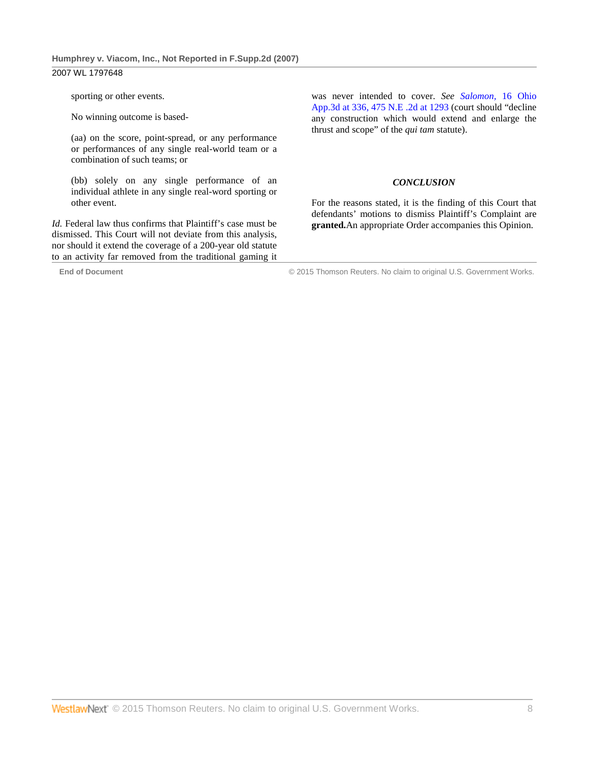sporting or other events.

> No winning outcome is based-
>
> (aa) on the score, point-spread, or any performance or performances of any single real-world team or a combination of such teams; or
>
> (bb) solely on any single performance of an individual athlete in any single real-word sporting or other event.

*Id.* Federal law thus confirms that Plaintiff's case must be dismissed. This Court will not deviate from this analysis, nor should it extend the coverage of a 200-year old statute to an activity far removed from the traditional gaming it was never intended to cover. *See Salomon,* 16 Ohio App.3d at 336, 475 N.E .2d at 1293 (court should "decline any construction which would extend and enlarge the thrust and scope" of the *qui tam* statute).

### *CONCLUSION*

For the reasons stated, it is the finding of this Court that defendants' motions to dismiss Plaintiff's Complaint are **granted.** An appropriate Order accompanies this Opinion.

End of Document